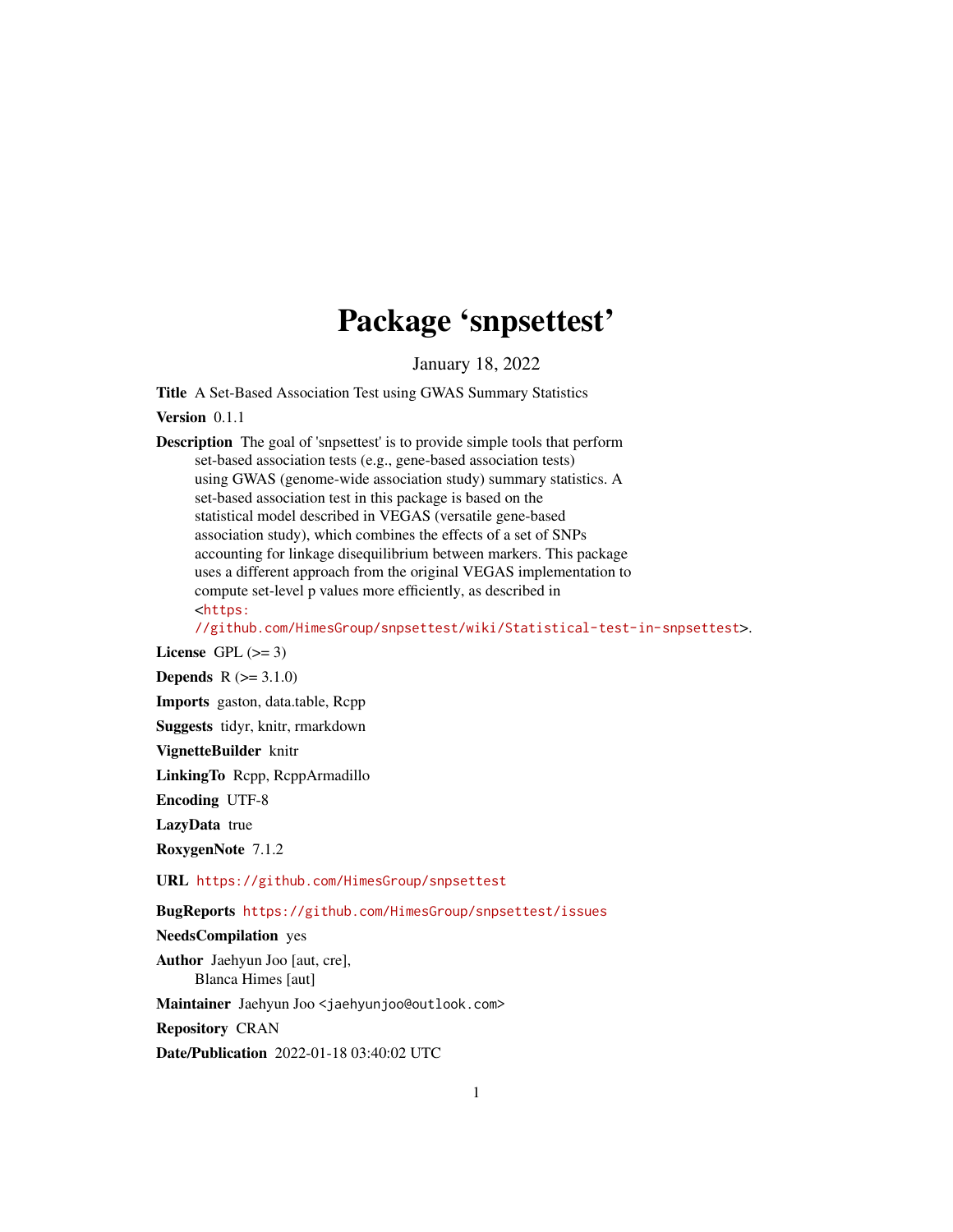# Package 'snpsettest'

January 18, 2022

**Title** A Set-Based Association Test using GWAS Summary Statistics

**Version** 0.1.1

**Description** The goal of 'snpsettest' is to provide simple tools that perform set-based association tests (e.g., gene-based association tests) using GWAS (genome-wide association study) summary statistics. A set-based association test in this package is based on the statistical model described in VEGAS (versatile gene-based association study), which combines the effects of a set of SNPs accounting for linkage disequilibrium between markers. This package uses a different approach from the original VEGAS implementation to compute set-level p values more efficiently, as described in <https://github.com/HimesGroup/snpsettest/wiki/Statistical-test-in-snpsettest>.

**License** GPL (>= 3)

**Depends** R (>= 3.1.0)

**Imports** gaston, data.table, Rcpp

**Suggests** tidyr, knitr, rmarkdown

**VignetteBuilder** knitr

**LinkingTo** Rcpp, RcppArmadillo

**Encoding** UTF-8

**LazyData** true

**RoxygenNote** 7.1.2

**URL** https://github.com/HimesGroup/snpsettest

**BugReports** https://github.com/HimesGroup/snpsettest/issues

**NeedsCompilation** yes

**Author** Jaehyun Joo [aut, cre],
Blanca Himes [aut]

**Maintainer** Jaehyun Joo <jaehyunjoo@outlook.com>

**Repository** CRAN

**Date/Publication** 2022-01-18 03:40:02 UTC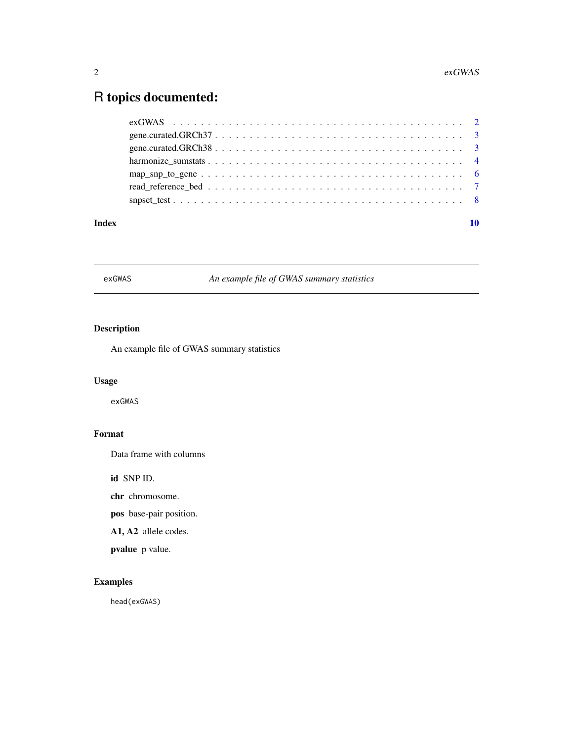# R topics documented:

- exGWAS . . . . . . . . . . . . . . . . . . . . . . . . . . . . . . . . . . . . . . . . . 2
- gene.curated.GRCh37 . . . . . . . . . . . . . . . . . . . . . . . . . . . . . . . . . . 3
- gene.curated.GRCh38 . . . . . . . . . . . . . . . . . . . . . . . . . . . . . . . . . . 3
- harmonize_sumstats . . . . . . . . . . . . . . . . . . . . . . . . . . . . . . . . . . 4
- map_snp_to_gene . . . . . . . . . . . . . . . . . . . . . . . . . . . . . . . . . . . 6
- read_reference_bed . . . . . . . . . . . . . . . . . . . . . . . . . . . . . . . . . . 7
- snpset_test . . . . . . . . . . . . . . . . . . . . . . . . . . . . . . . . . . . . . . 8

**Index** 10

---

## exGWAS — *An example file of GWAS summary statistics*

### Description

An example file of GWAS summary statistics

### Usage

```
exGWAS
```

### Format

Data frame with columns

- **id** SNP ID.
- **chr** chromosome.
- **pos** base-pair position.
- **A1, A2** allele codes.
- **pvalue** p value.

### Examples

```
head(exGWAS)
```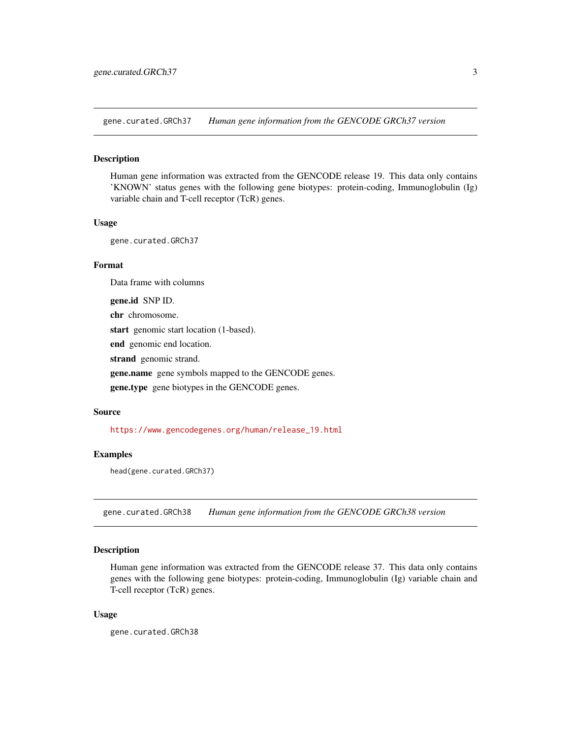## gene.curated.GRCh37 *Human gene information from the GENCODE GRCh37 version*

### Description

Human gene information was extracted from the GENCODE release 19. This data only contains 'KNOWN' status genes with the following gene biotypes: protein-coding, Immunoglobulin (Ig) variable chain and T-cell receptor (TcR) genes.

### Usage

```
gene.curated.GRCh37
```

### Format

Data frame with columns

**gene.id** SNP ID.

**chr** chromosome.

**start** genomic start location (1-based).

**end** genomic end location.

**strand** genomic strand.

**gene.name** gene symbols mapped to the GENCODE genes.

**gene.type** gene biotypes in the GENCODE genes.

### Source

https://www.gencodegenes.org/human/release_19.html

### Examples

```
head(gene.curated.GRCh37)
```

## gene.curated.GRCh38 *Human gene information from the GENCODE GRCh38 version*

### Description

Human gene information was extracted from the GENCODE release 37. This data only contains genes with the following gene biotypes: protein-coding, Immunoglobulin (Ig) variable chain and T-cell receptor (TcR) genes.

### Usage

```
gene.curated.GRCh38
```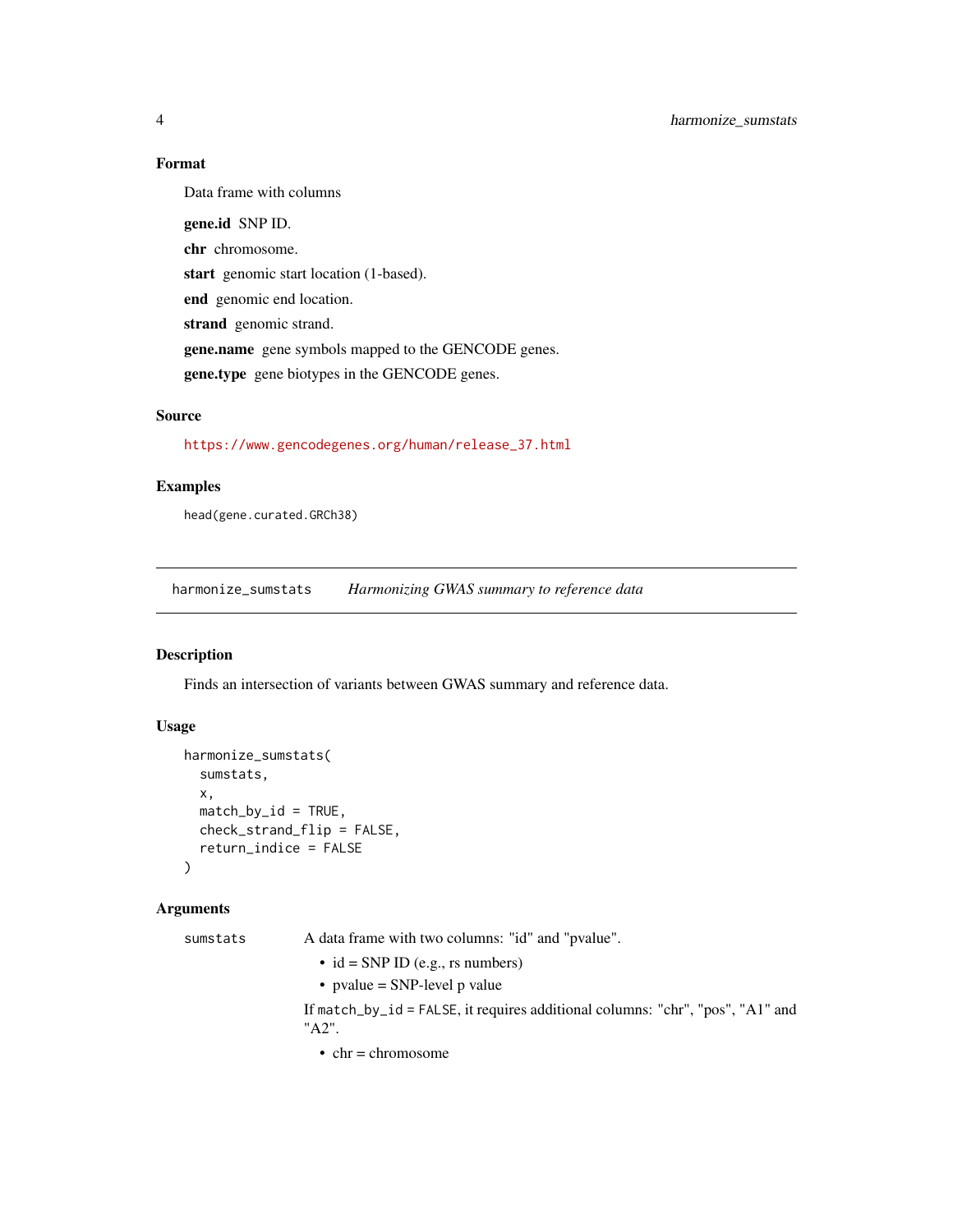### Format

Data frame with columns

**gene.id** SNP ID.

**chr** chromosome.

**start** genomic start location (1-based).

**end** genomic end location.

**strand** genomic strand.

**gene.name** gene symbols mapped to the GENCODE genes.

**gene.type** gene biotypes in the GENCODE genes.

### Source

https://www.gencodegenes.org/human/release_37.html

### Examples

```
head(gene.curated.GRCh38)
```

---

## harmonize_sumstats — *Harmonizing GWAS summary to reference data*

### Description

Finds an intersection of variants between GWAS summary and reference data.

### Usage

```
harmonize_sumstats(
  sumstats,
  x,
  match_by_id = TRUE,
  check_strand_flip = FALSE,
  return_indice = FALSE
)
```

### Arguments

`sumstats` A data frame with two columns: "id" and "pvalue".

- id = SNP ID (e.g., rs numbers)
- pvalue = SNP-level p value

If `match_by_id` = `FALSE`, it requires additional columns: "chr", "pos", "A1" and "A2".

- chr = chromosome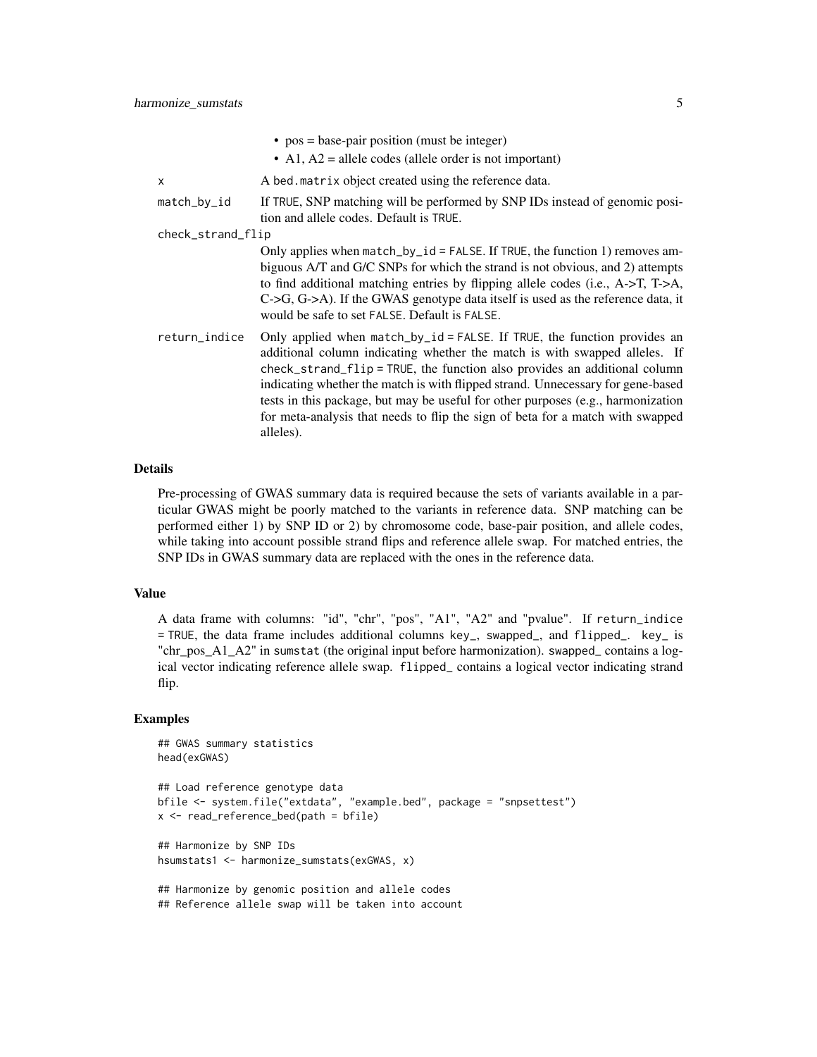- pos = base-pair position (must be integer)
- A1, A2 = allele codes (allele order is not important)

`x` A bed.matrix object created using the reference data.

`match_by_id` If TRUE, SNP matching will be performed by SNP IDs instead of genomic position and allele codes. Default is TRUE.

`check_strand_flip` Only applies when match_by_id = FALSE. If TRUE, the function 1) removes ambiguous A/T and G/C SNPs for which the strand is not obvious, and 2) attempts to find additional matching entries by flipping allele codes (i.e., A->T, T->A, C->G, G->A). If the GWAS genotype data itself is used as the reference data, it would be safe to set FALSE. Default is FALSE.

`return_indice` Only applied when match_by_id = FALSE. If TRUE, the function provides an additional column indicating whether the match is with swapped alleles. If check_strand_flip = TRUE, the function also provides an additional column indicating whether the match is with flipped strand. Unnecessary for gene-based tests in this package, but may be useful for other purposes (e.g., harmonization for meta-analysis that needs to flip the sign of beta for a match with swapped alleles).

### Details

Pre-processing of GWAS summary data is required because the sets of variants available in a particular GWAS might be poorly matched to the variants in reference data. SNP matching can be performed either 1) by SNP ID or 2) by chromosome code, base-pair position, and allele codes, while taking into account possible strand flips and reference allele swap. For matched entries, the SNP IDs in GWAS summary data are replaced with the ones in the reference data.

### Value

A data frame with columns: "id", "chr", "pos", "A1", "A2" and "pvalue". If return_indice = TRUE, the data frame includes additional columns key_, swapped_, and flipped_. key_ is "chr_pos_A1_A2" in sumstat (the original input before harmonization). swapped_ contains a logical vector indicating reference allele swap. flipped_ contains a logical vector indicating strand flip.

### Examples

```
## GWAS summary statistics
head(exGWAS)

## Load reference genotype data
bfile <- system.file("extdata", "example.bed", package = "snpsettest")
x <- read_reference_bed(path = bfile)

## Harmonize by SNP IDs
hsumstats1 <- harmonize_sumstats(exGWAS, x)

## Harmonize by genomic position and allele codes
## Reference allele swap will be taken into account
```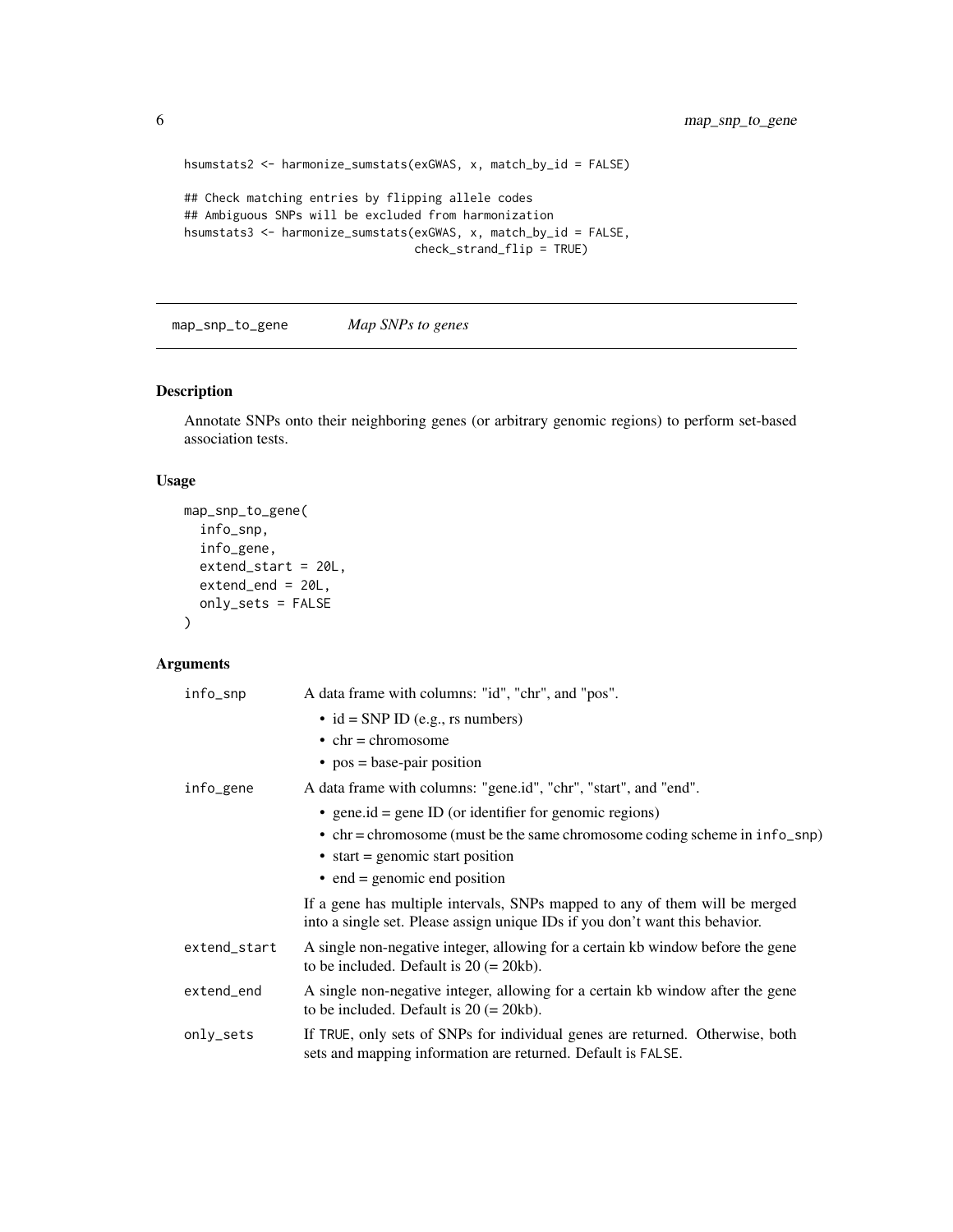```
hsumstats2 <- harmonize_sumstats(exGWAS, x, match_by_id = FALSE)

## Check matching entries by flipping allele codes
## Ambiguous SNPs will be excluded from harmonization
hsumstats3 <- harmonize_sumstats(exGWAS, x, match_by_id = FALSE,
                                check_strand_flip = TRUE)
```

---

## map_snp_to_gene    *Map SNPs to genes*

---

### Description

Annotate SNPs onto their neighboring genes (or arbitrary genomic regions) to perform set-based association tests.

### Usage

```
map_snp_to_gene(
  info_snp,
  info_gene,
  extend_start = 20L,
  extend_end = 20L,
  only_sets = FALSE
)
```

### Arguments

`info_snp`    A data frame with columns: "id", "chr", and "pos".

- id = SNP ID (e.g., rs numbers)
- chr = chromosome
- pos = base-pair position

`info_gene`    A data frame with columns: "gene.id", "chr", "start", and "end".

- gene.id = gene ID (or identifier for genomic regions)
- chr = chromosome (must be the same chromosome coding scheme in `info_snp`)
- start = genomic start position
- end = genomic end position

If a gene has multiple intervals, SNPs mapped to any of them will be merged into a single set. Please assign unique IDs if you don't want this behavior.

`extend_start`    A single non-negative integer, allowing for a certain kb window before the gene to be included. Default is 20 (= 20kb).

`extend_end`    A single non-negative integer, allowing for a certain kb window after the gene to be included. Default is 20 (= 20kb).

`only_sets`    If `TRUE`, only sets of SNPs for individual genes are returned. Otherwise, both sets and mapping information are returned. Default is `FALSE`.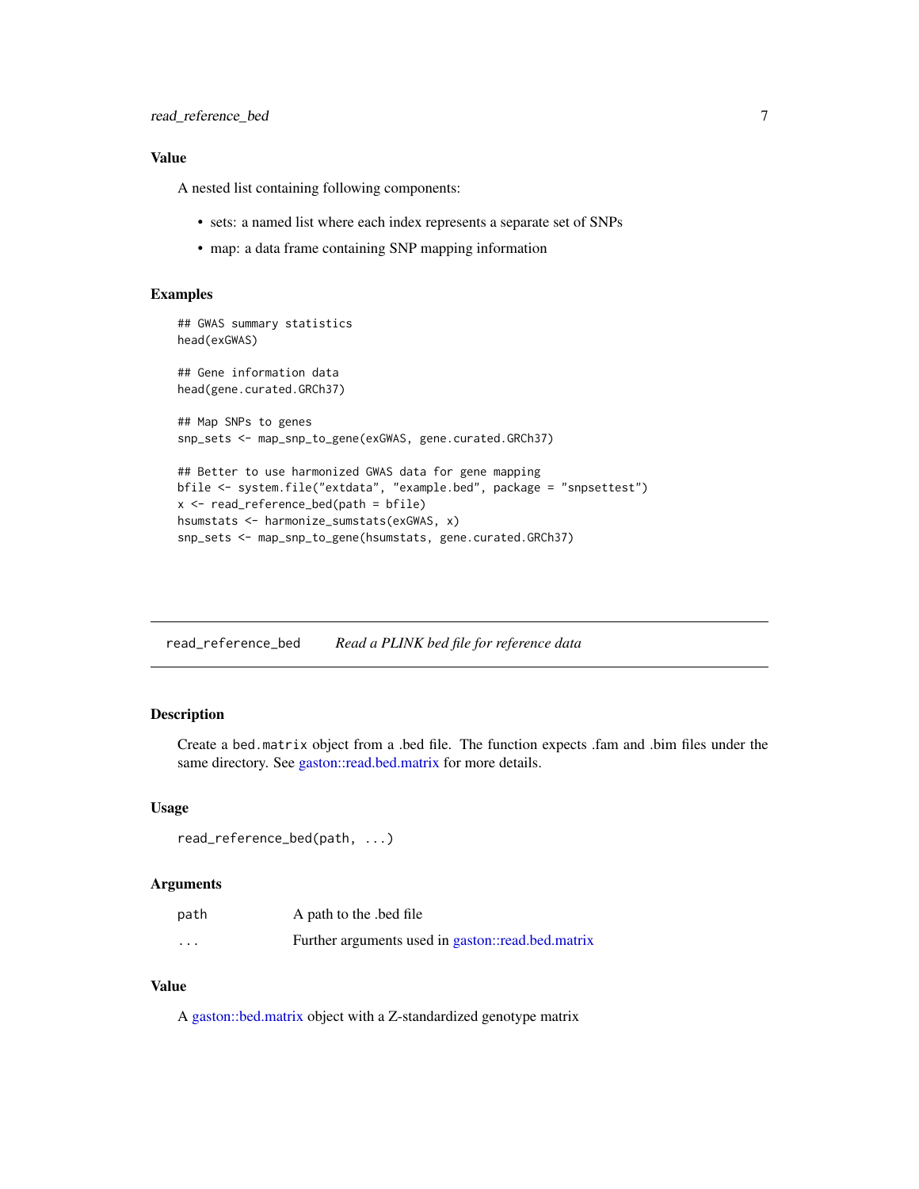### Value

A nested list containing following components:

- sets: a named list where each index represents a separate set of SNPs
- map: a data frame containing SNP mapping information

### Examples

```
## GWAS summary statistics
head(exGWAS)

## Gene information data
head(gene.curated.GRCh37)

## Map SNPs to genes
snp_sets <- map_snp_to_gene(exGWAS, gene.curated.GRCh37)

## Better to use harmonized GWAS data for gene mapping
bfile <- system.file("extdata", "example.bed", package = "snpsettest")
x <- read_reference_bed(path = bfile)
hsumstats <- harmonize_sumstats(exGWAS, x)
snp_sets <- map_snp_to_gene(hsumstats, gene.curated.GRCh37)
```

---

## read_reference_bed &nbsp;&nbsp;&nbsp; *Read a PLINK bed file for reference data*

---

### Description

Create a bed.matrix object from a .bed file. The function expects .fam and .bim files under the same directory. See gaston::read.bed.matrix for more details.

### Usage

```
read_reference_bed(path, ...)
```

### Arguments

| | |
|---|---|
| path | A path to the .bed file |
| ... | Further arguments used in gaston::read.bed.matrix |

### Value

A gaston::bed.matrix object with a Z-standardized genotype matrix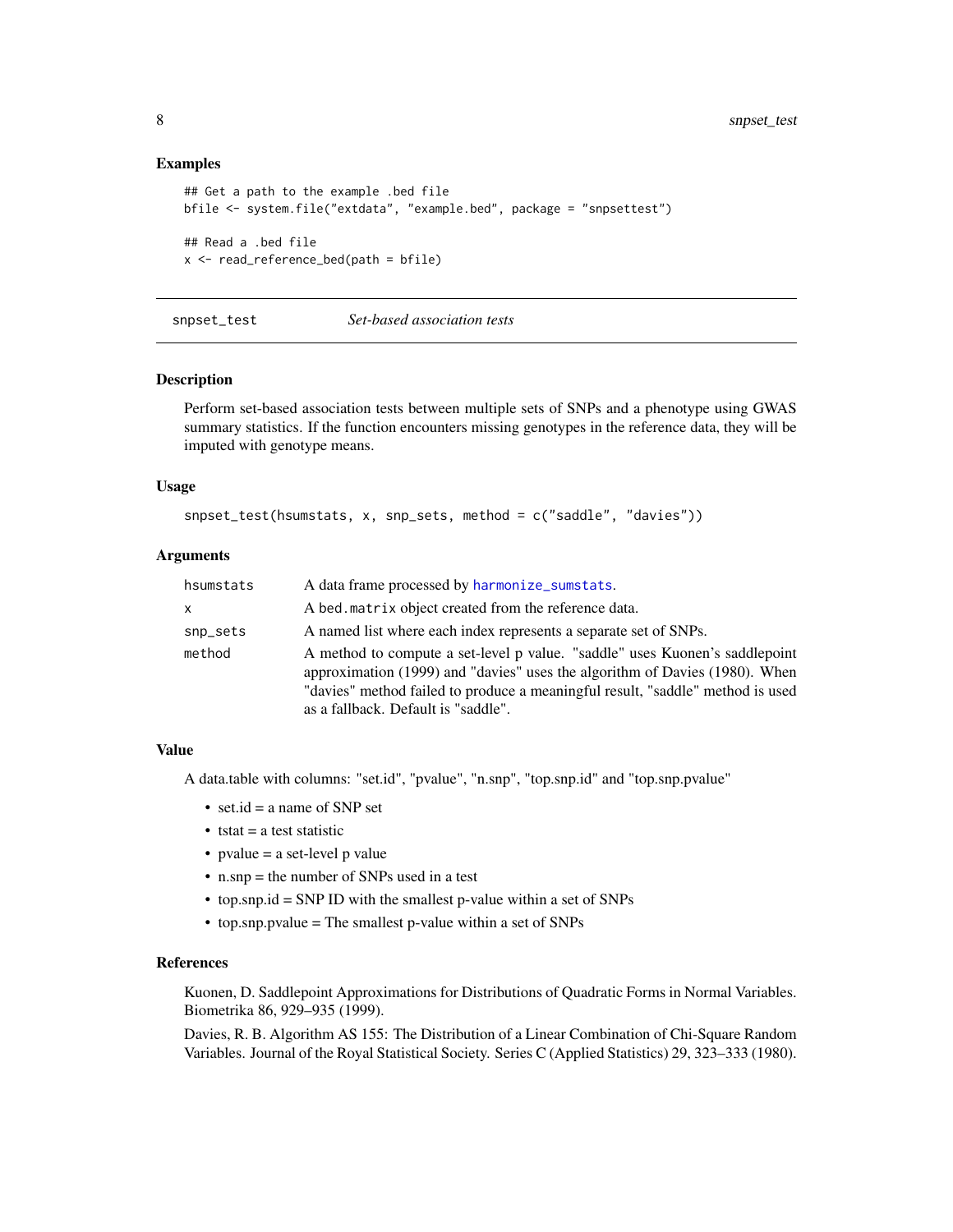### Examples

```
## Get a path to the example .bed file
bfile <- system.file("extdata", "example.bed", package = "snpsettest")

## Read a .bed file
x <- read_reference_bed(path = bfile)
```

---

## snpset_test — *Set-based association tests*

---

### Description

Perform set-based association tests between multiple sets of SNPs and a phenotype using GWAS summary statistics. If the function encounters missing genotypes in the reference data, they will be imputed with genotype means.

### Usage

```
snpset_test(hsumstats, x, snp_sets, method = c("saddle", "davies"))
```

### Arguments

| | |
|---|---|
| `hsumstats` | A data frame processed by `harmonize_sumstats`. |
| `x` | A `bed.matrix` object created from the reference data. |
| `snp_sets` | A named list where each index represents a separate set of SNPs. |
| `method` | A method to compute a set-level p value. "saddle" uses Kuonen's saddlepoint approximation (1999) and "davies" uses the algorithm of Davies (1980). When "davies" method failed to produce a meaningful result, "saddle" method is used as a fallback. Default is "saddle". |

### Value

A data.table with columns: "set.id", "pvalue", "n.snp", "top.snp.id" and "top.snp.pvalue"

- set.id = a name of SNP set
- tstat = a test statistic
- pvalue = a set-level p value
- n.snp = the number of SNPs used in a test
- top.snp.id = SNP ID with the smallest p-value within a set of SNPs
- top.snp.pvalue = The smallest p-value within a set of SNPs

### References

Kuonen, D. Saddlepoint Approximations for Distributions of Quadratic Forms in Normal Variables. Biometrika 86, 929–935 (1999).

Davies, R. B. Algorithm AS 155: The Distribution of a Linear Combination of Chi-Square Random Variables. Journal of the Royal Statistical Society. Series C (Applied Statistics) 29, 323–333 (1980).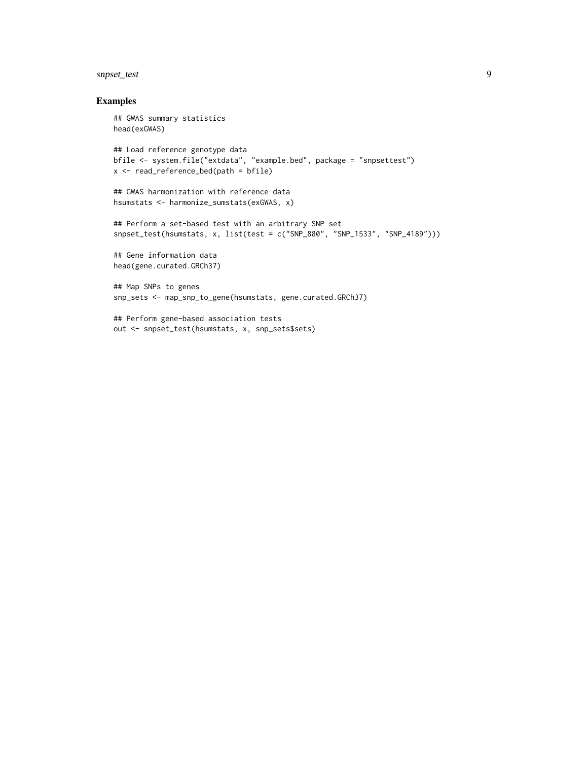## Examples

```
## GWAS summary statistics
head(exGWAS)

## Load reference genotype data
bfile <- system.file("extdata", "example.bed", package = "snpsettest")
x <- read_reference_bed(path = bfile)

## GWAS harmonization with reference data
hsumstats <- harmonize_sumstats(exGWAS, x)

## Perform a set-based test with an arbitrary SNP set
snpset_test(hsumstats, x, list(test = c("SNP_880", "SNP_1533", "SNP_4189")))

## Gene information data
head(gene.curated.GRCh37)

## Map SNPs to genes
snp_sets <- map_snp_to_gene(hsumstats, gene.curated.GRCh37)

## Perform gene-based association tests
out <- snpset_test(hsumstats, x, snp_sets$sets)
```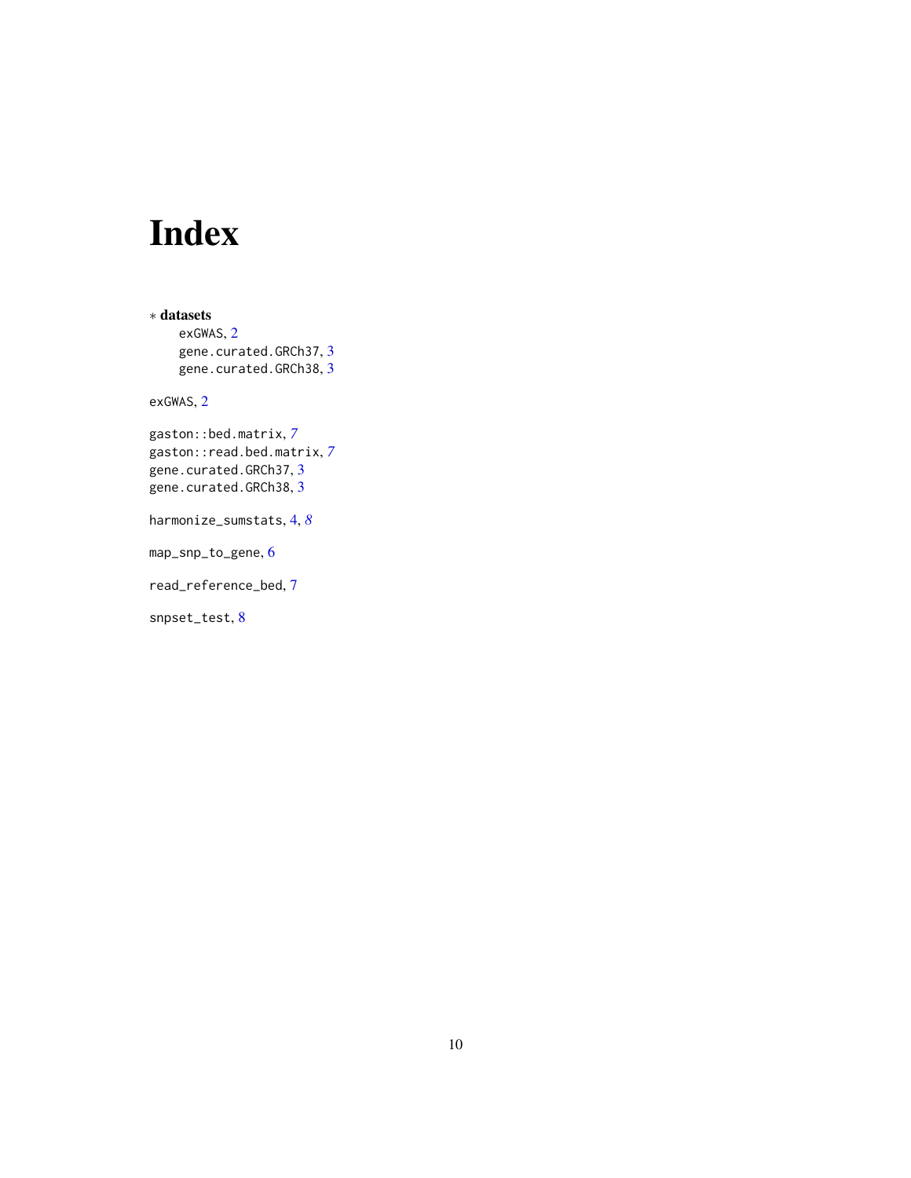# Index

∗ **datasets**
  exGWAS, 2
  gene.curated.GRCh37, 3
  gene.curated.GRCh38, 3

exGWAS, 2

gaston::bed.matrix, *7*
gaston::read.bed.matrix, *7*
gene.curated.GRCh37, 3
gene.curated.GRCh38, 3

harmonize_sumstats, 4, *8*

map_snp_to_gene, 6

read_reference_bed, 7

snpset_test, 8